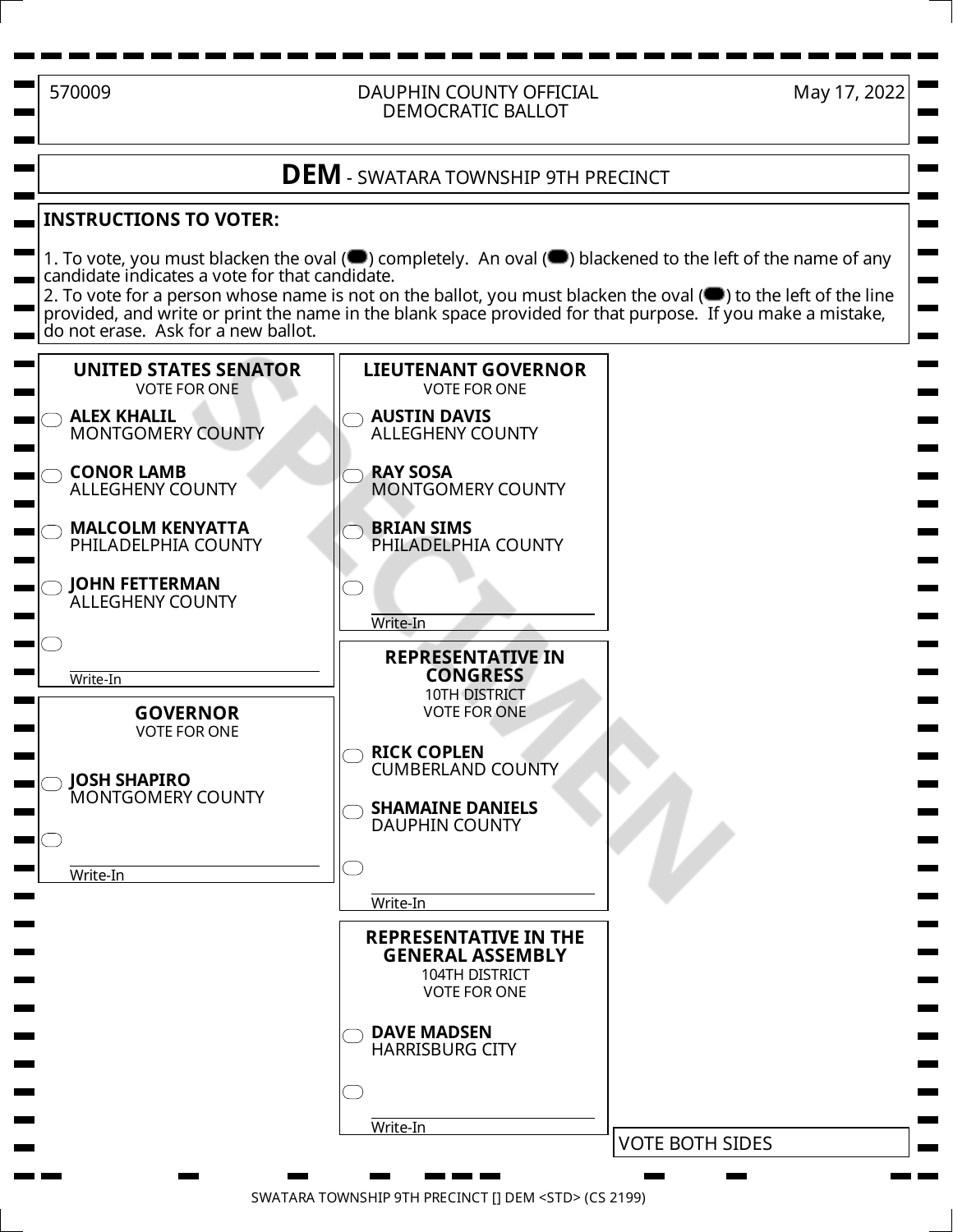570009

# DAUPHIN COUNTY OFFICIAL DEMOCRATIC BALLOT

May 17, 2022

## DEM - SWATARA TOWNSHIP 9TH PRECINCT

**INSTRUCTIONS TO VOTER:**

1. To vote, you must blacken the oval (⬬) completely. An oval (⬬) blackened to the left of the name of any candidate indicates a vote for that candidate.
2. To vote for a person whose name is not on the ballot, you must blacken the oval (⬬) to the left of the line provided, and write or print the name in the blank space provided for that purpose. If you make a mistake, do not erase. Ask for a new ballot.

### UNITED STATES SENATOR
VOTE FOR ONE

- ⬭ **ALEX KHALIL** MONTGOMERY COUNTY
- ⬭ **CONOR LAMB** ALLEGHENY COUNTY
- ⬭ **MALCOLM KENYATTA** PHILADELPHIA COUNTY
- ⬭ **JOHN FETTERMAN** ALLEGHENY COUNTY
- ⬭ ____________ Write-In

### GOVERNOR
VOTE FOR ONE

- ⬭ **JOSH SHAPIRO** MONTGOMERY COUNTY
- ⬭ ____________ Write-In

### LIEUTENANT GOVERNOR
VOTE FOR ONE

- ⬭ **AUSTIN DAVIS** ALLEGHENY COUNTY
- ⬭ **RAY SOSA** MONTGOMERY COUNTY
- ⬭ **BRIAN SIMS** PHILADELPHIA COUNTY
- ⬭ ____________ Write-In

### REPRESENTATIVE IN CONGRESS
10TH DISTRICT
VOTE FOR ONE

- ⬭ **RICK COPLEN** CUMBERLAND COUNTY
- ⬭ **SHAMAINE DANIELS** DAUPHIN COUNTY
- ⬭ ____________ Write-In

### REPRESENTATIVE IN THE GENERAL ASSEMBLY
104TH DISTRICT
VOTE FOR ONE

- ⬭ **DAVE MADSEN** HARRISBURG CITY
- ⬭ ____________ Write-In

VOTE BOTH SIDES

SWATARA TOWNSHIP 9TH PRECINCT [] DEM <STD> (CS 2199)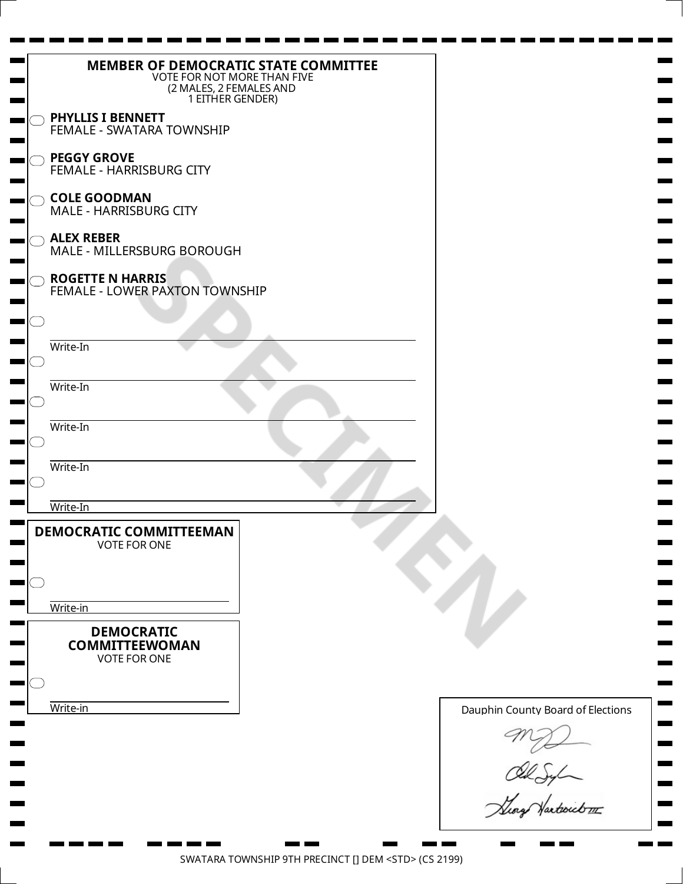## MEMBER OF DEMOCRATIC STATE COMMITTEE

VOTE FOR NOT MORE THAN FIVE
(2 MALES, 2 FEMALES AND
1 EITHER GENDER)

- **PHYLLIS I BENNETT**
  FEMALE - SWATARA TOWNSHIP
- **PEGGY GROVE**
  FEMALE - HARRISBURG CITY
- **COLE GOODMAN**
  MALE - HARRISBURG CITY
- **ALEX REBER**
  MALE - MILLERSBURG BOROUGH
- **ROGETTE N HARRIS**
  FEMALE - LOWER PAXTON TOWNSHIP
- Write-In
- Write-In
- Write-In
- Write-In
- Write-In

## DEMOCRATIC COMMITTEEMAN

VOTE FOR ONE

- Write-in

## DEMOCRATIC COMMITTEEWOMAN

VOTE FOR ONE

- Write-in

SPECIMEN

Dauphin County Board of Elections

SWATARA TOWNSHIP 9TH PRECINCT [] DEM <STD> (CS 2199)